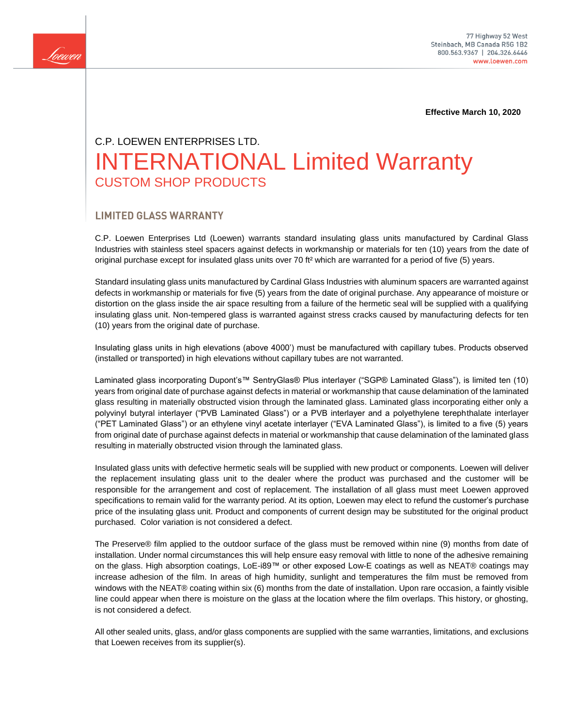77 Highway 52 West
Steinbach, MB Canada R5G 1B2
800.563.9367 | 204.326.6446
www.loewen.com

**Effective March 10, 2020**

C.P. LOEWEN ENTERPRISES LTD.

# INTERNATIONAL Limited Warranty

## CUSTOM SHOP PRODUCTS

### LIMITED GLASS WARRANTY

C.P. Loewen Enterprises Ltd (Loewen) warrants standard insulating glass units manufactured by Cardinal Glass Industries with stainless steel spacers against defects in workmanship or materials for ten (10) years from the date of original purchase except for insulated glass units over 70 ft² which are warranted for a period of five (5) years.

Standard insulating glass units manufactured by Cardinal Glass Industries with aluminum spacers are warranted against defects in workmanship or materials for five (5) years from the date of original purchase. Any appearance of moisture or distortion on the glass inside the air space resulting from a failure of the hermetic seal will be supplied with a qualifying insulating glass unit. Non-tempered glass is warranted against stress cracks caused by manufacturing defects for ten (10) years from the original date of purchase.

Insulating glass units in high elevations (above 4000') must be manufactured with capillary tubes. Products observed (installed or transported) in high elevations without capillary tubes are not warranted.

Laminated glass incorporating Dupont's™ SentryGlas® Plus interlayer ("SGP® Laminated Glass"), is limited ten (10) years from original date of purchase against defects in material or workmanship that cause delamination of the laminated glass resulting in materially obstructed vision through the laminated glass. Laminated glass incorporating either only a polyvinyl butyral interlayer ("PVB Laminated Glass") or a PVB interlayer and a polyethylene terephthalate interlayer ("PET Laminated Glass") or an ethylene vinyl acetate interlayer ("EVA Laminated Glass"), is limited to a five (5) years from original date of purchase against defects in material or workmanship that cause delamination of the laminated glass resulting in materially obstructed vision through the laminated glass.

Insulated glass units with defective hermetic seals will be supplied with new product or components. Loewen will deliver the replacement insulating glass unit to the dealer where the product was purchased and the customer will be responsible for the arrangement and cost of replacement. The installation of all glass must meet Loewen approved specifications to remain valid for the warranty period. At its option, Loewen may elect to refund the customer's purchase price of the insulating glass unit. Product and components of current design may be substituted for the original product purchased. Color variation is not considered a defect.

The Preserve® film applied to the outdoor surface of the glass must be removed within nine (9) months from date of installation. Under normal circumstances this will help ensure easy removal with little to none of the adhesive remaining on the glass. High absorption coatings, LoE-i89™ or other exposed Low-E coatings as well as NEAT® coatings may increase adhesion of the film. In areas of high humidity, sunlight and temperatures the film must be removed from windows with the NEAT® coating within six (6) months from the date of installation. Upon rare occasion, a faintly visible line could appear when there is moisture on the glass at the location where the film overlaps. This history, or ghosting, is not considered a defect.

All other sealed units, glass, and/or glass components are supplied with the same warranties, limitations, and exclusions that Loewen receives from its supplier(s).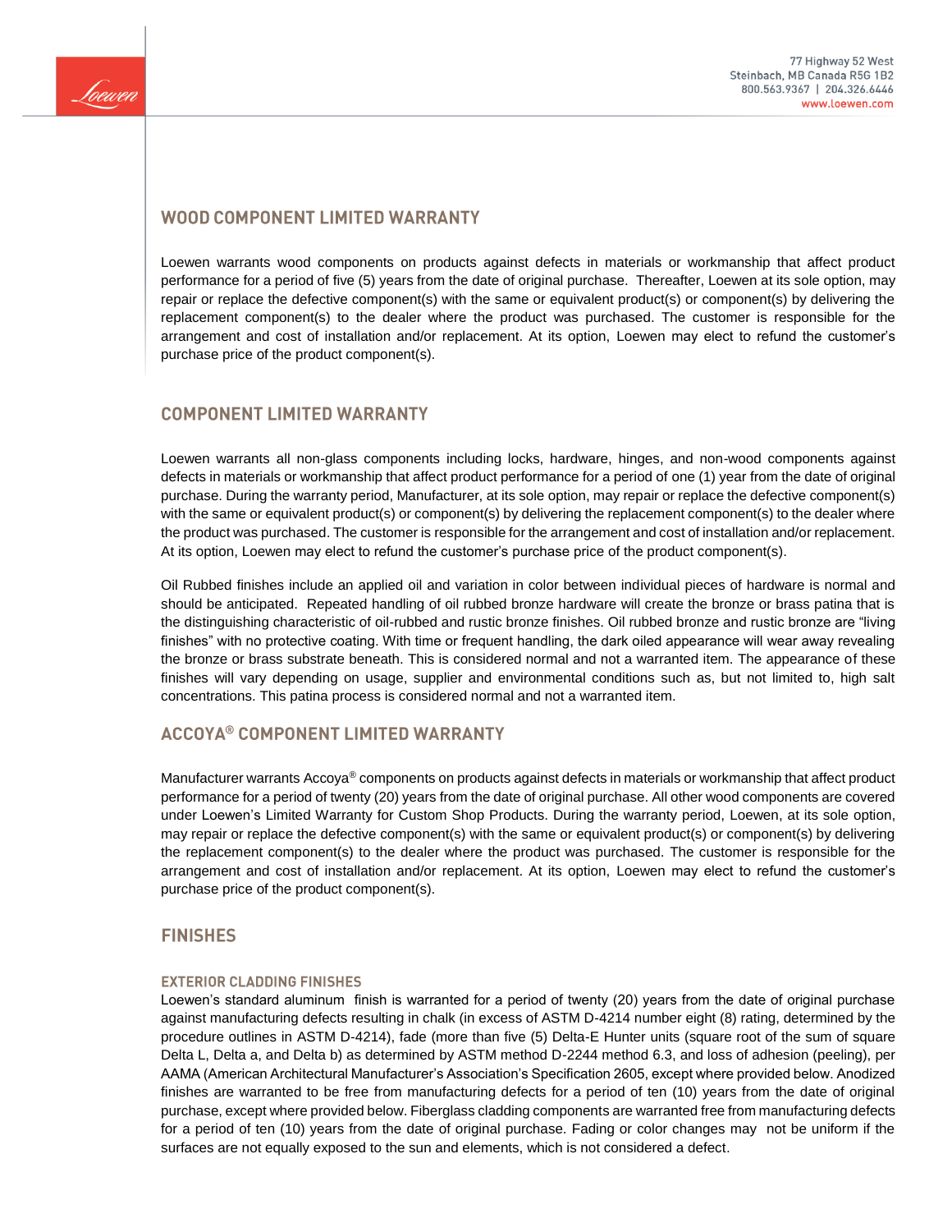## WOOD COMPONENT LIMITED WARRANTY

Loewen warrants wood components on products against defects in materials or workmanship that affect product performance for a period of five (5) years from the date of original purchase. Thereafter, Loewen at its sole option, may repair or replace the defective component(s) with the same or equivalent product(s) or component(s) by delivering the replacement component(s) to the dealer where the product was purchased. The customer is responsible for the arrangement and cost of installation and/or replacement. At its option, Loewen may elect to refund the customer's purchase price of the product component(s).

## COMPONENT LIMITED WARRANTY

Loewen warrants all non-glass components including locks, hardware, hinges, and non-wood components against defects in materials or workmanship that affect product performance for a period of one (1) year from the date of original purchase. During the warranty period, Manufacturer, at its sole option, may repair or replace the defective component(s) with the same or equivalent product(s) or component(s) by delivering the replacement component(s) to the dealer where the product was purchased. The customer is responsible for the arrangement and cost of installation and/or replacement. At its option, Loewen may elect to refund the customer's purchase price of the product component(s).

Oil Rubbed finishes include an applied oil and variation in color between individual pieces of hardware is normal and should be anticipated. Repeated handling of oil rubbed bronze hardware will create the bronze or brass patina that is the distinguishing characteristic of oil-rubbed and rustic bronze finishes. Oil rubbed bronze and rustic bronze are "living finishes" with no protective coating. With time or frequent handling, the dark oiled appearance will wear away revealing the bronze or brass substrate beneath. This is considered normal and not a warranted item. The appearance of these finishes will vary depending on usage, supplier and environmental conditions such as, but not limited to, high salt concentrations. This patina process is considered normal and not a warranted item.

## ACCOYA® COMPONENT LIMITED WARRANTY

Manufacturer warrants Accoya® components on products against defects in materials or workmanship that affect product performance for a period of twenty (20) years from the date of original purchase. All other wood components are covered under Loewen's Limited Warranty for Custom Shop Products. During the warranty period, Loewen, at its sole option, may repair or replace the defective component(s) with the same or equivalent product(s) or component(s) by delivering the replacement component(s) to the dealer where the product was purchased. The customer is responsible for the arrangement and cost of installation and/or replacement. At its option, Loewen may elect to refund the customer's purchase price of the product component(s).

## FINISHES

### EXTERIOR CLADDING FINISHES

Loewen's standard aluminum finish is warranted for a period of twenty (20) years from the date of original purchase against manufacturing defects resulting in chalk (in excess of ASTM D-4214 number eight (8) rating, determined by the procedure outlines in ASTM D-4214), fade (more than five (5) Delta-E Hunter units (square root of the sum of square Delta L, Delta a, and Delta b) as determined by ASTM method D-2244 method 6.3, and loss of adhesion (peeling), per AAMA (American Architectural Manufacturer's Association's Specification 2605, except where provided below. Anodized finishes are warranted to be free from manufacturing defects for a period of ten (10) years from the date of original purchase, except where provided below. Fiberglass cladding components are warranted free from manufacturing defects for a period of ten (10) years from the date of original purchase. Fading or color changes may not be uniform if the surfaces are not equally exposed to the sun and elements, which is not considered a defect.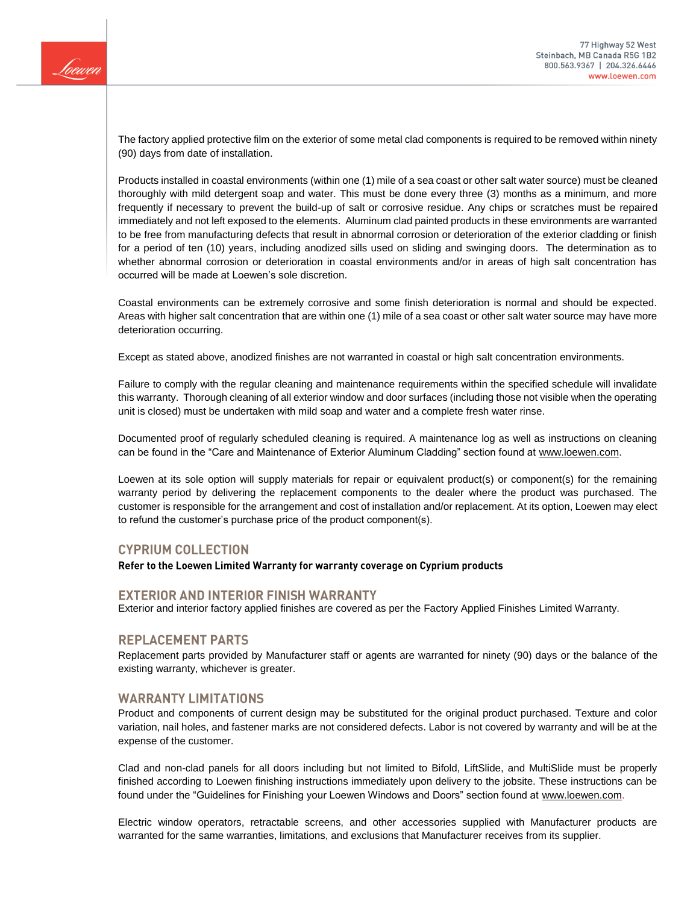The factory applied protective film on the exterior of some metal clad components is required to be removed within ninety (90) days from date of installation.

Products installed in coastal environments (within one (1) mile of a sea coast or other salt water source) must be cleaned thoroughly with mild detergent soap and water. This must be done every three (3) months as a minimum, and more frequently if necessary to prevent the build-up of salt or corrosive residue. Any chips or scratches must be repaired immediately and not left exposed to the elements. Aluminum clad painted products in these environments are warranted to be free from manufacturing defects that result in abnormal corrosion or deterioration of the exterior cladding or finish for a period of ten (10) years, including anodized sills used on sliding and swinging doors. The determination as to whether abnormal corrosion or deterioration in coastal environments and/or in areas of high salt concentration has occurred will be made at Loewen's sole discretion.

Coastal environments can be extremely corrosive and some finish deterioration is normal and should be expected. Areas with higher salt concentration that are within one (1) mile of a sea coast or other salt water source may have more deterioration occurring.

Except as stated above, anodized finishes are not warranted in coastal or high salt concentration environments.

Failure to comply with the regular cleaning and maintenance requirements within the specified schedule will invalidate this warranty. Thorough cleaning of all exterior window and door surfaces (including those not visible when the operating unit is closed) must be undertaken with mild soap and water and a complete fresh water rinse.

Documented proof of regularly scheduled cleaning is required. A maintenance log as well as instructions on cleaning can be found in the "Care and Maintenance of Exterior Aluminum Cladding" section found at www.loewen.com.

Loewen at its sole option will supply materials for repair or equivalent product(s) or component(s) for the remaining warranty period by delivering the replacement components to the dealer where the product was purchased. The customer is responsible for the arrangement and cost of installation and/or replacement. At its option, Loewen may elect to refund the customer's purchase price of the product component(s).

## CYPRIUM COLLECTION

**Refer to the Loewen Limited Warranty for warranty coverage on Cyprium products**

## EXTERIOR AND INTERIOR FINISH WARRANTY

Exterior and interior factory applied finishes are covered as per the Factory Applied Finishes Limited Warranty.

## REPLACEMENT PARTS

Replacement parts provided by Manufacturer staff or agents are warranted for ninety (90) days or the balance of the existing warranty, whichever is greater.

## WARRANTY LIMITATIONS

Product and components of current design may be substituted for the original product purchased. Texture and color variation, nail holes, and fastener marks are not considered defects. Labor is not covered by warranty and will be at the expense of the customer.

Clad and non-clad panels for all doors including but not limited to Bifold, LiftSlide, and MultiSlide must be properly finished according to Loewen finishing instructions immediately upon delivery to the jobsite. These instructions can be found under the "Guidelines for Finishing your Loewen Windows and Doors" section found at www.loewen.com.

Electric window operators, retractable screens, and other accessories supplied with Manufacturer products are warranted for the same warranties, limitations, and exclusions that Manufacturer receives from its supplier.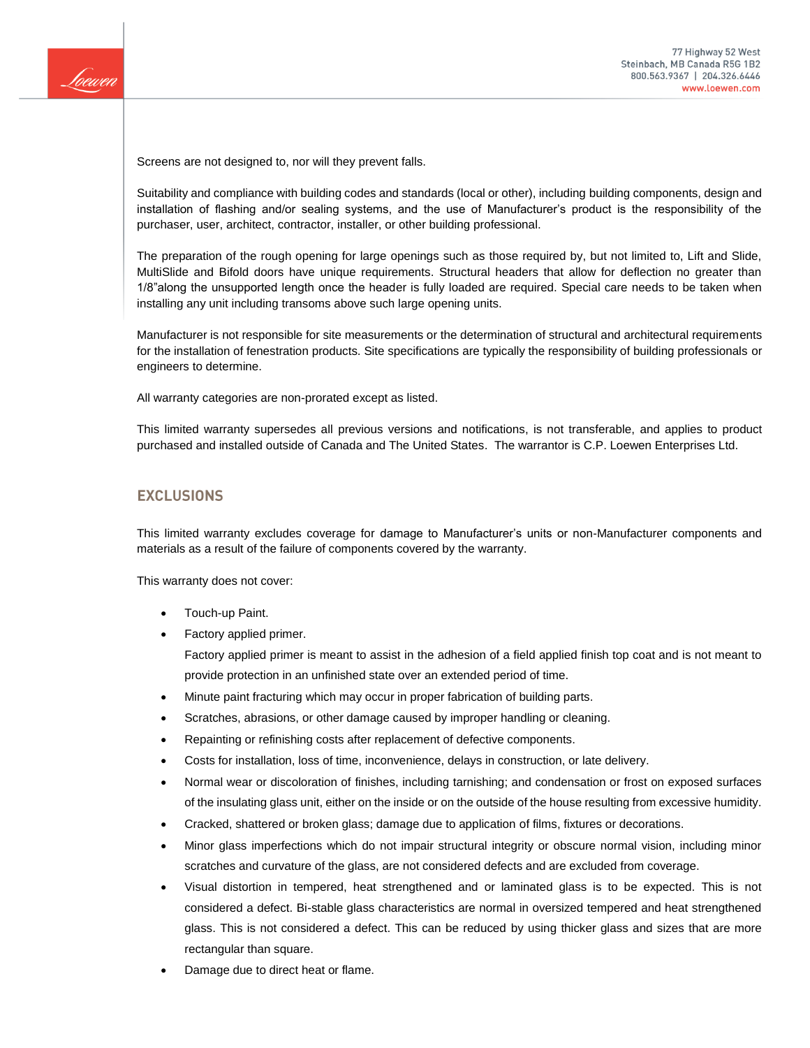Screens are not designed to, nor will they prevent falls.

Suitability and compliance with building codes and standards (local or other), including building components, design and installation of flashing and/or sealing systems, and the use of Manufacturer's product is the responsibility of the purchaser, user, architect, contractor, installer, or other building professional.

The preparation of the rough opening for large openings such as those required by, but not limited to, Lift and Slide, MultiSlide and Bifold doors have unique requirements. Structural headers that allow for deflection no greater than 1/8"along the unsupported length once the header is fully loaded are required. Special care needs to be taken when installing any unit including transoms above such large opening units.

Manufacturer is not responsible for site measurements or the determination of structural and architectural requirements for the installation of fenestration products. Site specifications are typically the responsibility of building professionals or engineers to determine.

All warranty categories are non-prorated except as listed.

This limited warranty supersedes all previous versions and notifications, is not transferable, and applies to product purchased and installed outside of Canada and The United States. The warrantor is C.P. Loewen Enterprises Ltd.

## EXCLUSIONS

This limited warranty excludes coverage for damage to Manufacturer's units or non-Manufacturer components and materials as a result of the failure of components covered by the warranty.

This warranty does not cover:

- Touch-up Paint.
- Factory applied primer.
  Factory applied primer is meant to assist in the adhesion of a field applied finish top coat and is not meant to provide protection in an unfinished state over an extended period of time.
- Minute paint fracturing which may occur in proper fabrication of building parts.
- Scratches, abrasions, or other damage caused by improper handling or cleaning.
- Repainting or refinishing costs after replacement of defective components.
- Costs for installation, loss of time, inconvenience, delays in construction, or late delivery.
- Normal wear or discoloration of finishes, including tarnishing; and condensation or frost on exposed surfaces of the insulating glass unit, either on the inside or on the outside of the house resulting from excessive humidity.
- Cracked, shattered or broken glass; damage due to application of films, fixtures or decorations.
- Minor glass imperfections which do not impair structural integrity or obscure normal vision, including minor scratches and curvature of the glass, are not considered defects and are excluded from coverage.
- Visual distortion in tempered, heat strengthened and or laminated glass is to be expected. This is not considered a defect. Bi-stable glass characteristics are normal in oversized tempered and heat strengthened glass. This is not considered a defect. This can be reduced by using thicker glass and sizes that are more rectangular than square.
- Damage due to direct heat or flame.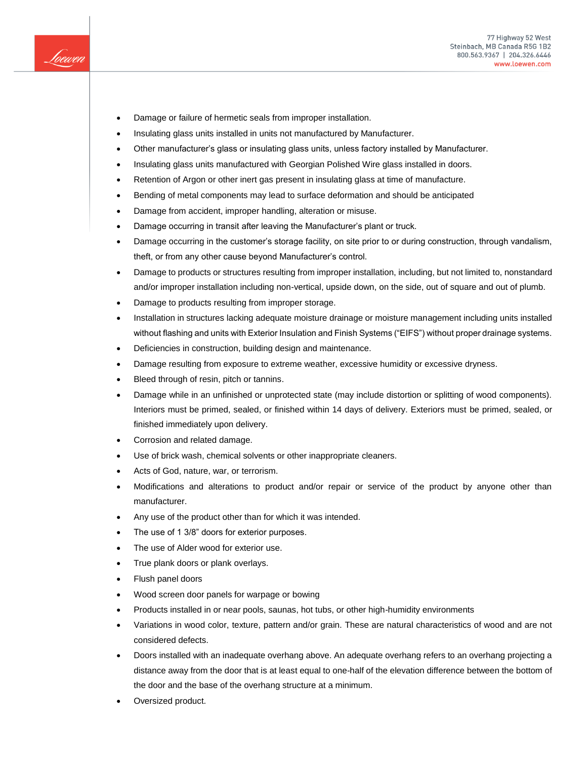- Damage or failure of hermetic seals from improper installation.
- Insulating glass units installed in units not manufactured by Manufacturer.
- Other manufacturer's glass or insulating glass units, unless factory installed by Manufacturer.
- Insulating glass units manufactured with Georgian Polished Wire glass installed in doors.
- Retention of Argon or other inert gas present in insulating glass at time of manufacture.
- Bending of metal components may lead to surface deformation and should be anticipated
- Damage from accident, improper handling, alteration or misuse.
- Damage occurring in transit after leaving the Manufacturer's plant or truck.
- Damage occurring in the customer's storage facility, on site prior to or during construction, through vandalism, theft, or from any other cause beyond Manufacturer's control.
- Damage to products or structures resulting from improper installation, including, but not limited to, nonstandard and/or improper installation including non-vertical, upside down, on the side, out of square and out of plumb.
- Damage to products resulting from improper storage.
- Installation in structures lacking adequate moisture drainage or moisture management including units installed without flashing and units with Exterior Insulation and Finish Systems ("EIFS") without proper drainage systems.
- Deficiencies in construction, building design and maintenance.
- Damage resulting from exposure to extreme weather, excessive humidity or excessive dryness.
- Bleed through of resin, pitch or tannins.
- Damage while in an unfinished or unprotected state (may include distortion or splitting of wood components). Interiors must be primed, sealed, or finished within 14 days of delivery. Exteriors must be primed, sealed, or finished immediately upon delivery.
- Corrosion and related damage.
- Use of brick wash, chemical solvents or other inappropriate cleaners.
- Acts of God, nature, war, or terrorism.
- Modifications and alterations to product and/or repair or service of the product by anyone other than manufacturer.
- Any use of the product other than for which it was intended.
- The use of 1 3/8" doors for exterior purposes.
- The use of Alder wood for exterior use.
- True plank doors or plank overlays.
- Flush panel doors
- Wood screen door panels for warpage or bowing
- Products installed in or near pools, saunas, hot tubs, or other high-humidity environments
- Variations in wood color, texture, pattern and/or grain. These are natural characteristics of wood and are not considered defects.
- Doors installed with an inadequate overhang above. An adequate overhang refers to an overhang projecting a distance away from the door that is at least equal to one-half of the elevation difference between the bottom of the door and the base of the overhang structure at a minimum.
- Oversized product.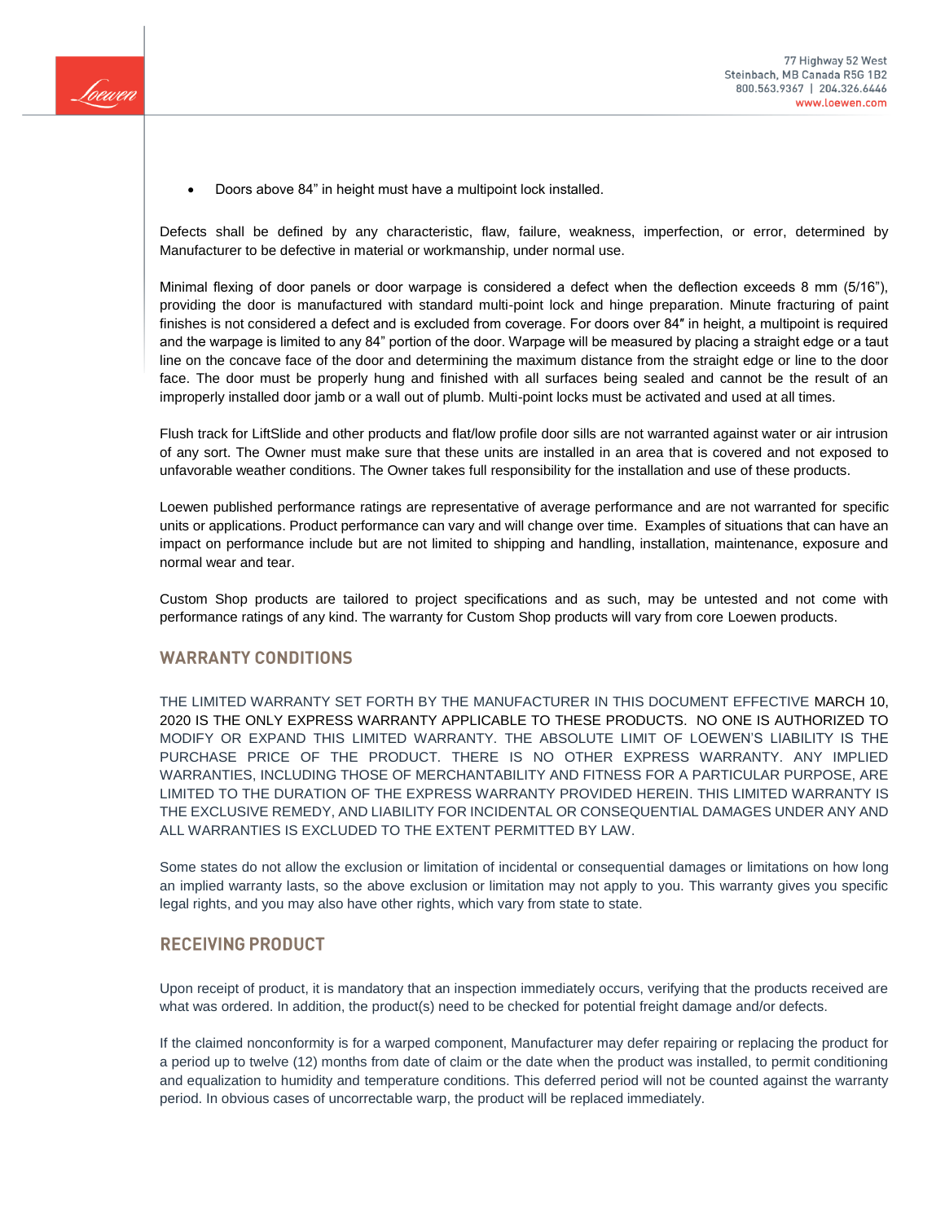- Doors above 84” in height must have a multipoint lock installed.

Defects shall be defined by any characteristic, flaw, failure, weakness, imperfection, or error, determined by Manufacturer to be defective in material or workmanship, under normal use.

Minimal flexing of door panels or door warpage is considered a defect when the deflection exceeds 8 mm (5/16”), providing the door is manufactured with standard multi-point lock and hinge preparation. Minute fracturing of paint finishes is not considered a defect and is excluded from coverage. For doors over 84″ in height, a multipoint is required and the warpage is limited to any 84” portion of the door. Warpage will be measured by placing a straight edge or a taut line on the concave face of the door and determining the maximum distance from the straight edge or line to the door face. The door must be properly hung and finished with all surfaces being sealed and cannot be the result of an improperly installed door jamb or a wall out of plumb. Multi-point locks must be activated and used at all times.

Flush track for LiftSlide and other products and flat/low profile door sills are not warranted against water or air intrusion of any sort. The Owner must make sure that these units are installed in an area that is covered and not exposed to unfavorable weather conditions. The Owner takes full responsibility for the installation and use of these products.

Loewen published performance ratings are representative of average performance and are not warranted for specific units or applications. Product performance can vary and will change over time. Examples of situations that can have an impact on performance include but are not limited to shipping and handling, installation, maintenance, exposure and normal wear and tear.

Custom Shop products are tailored to project specifications and as such, may be untested and not come with performance ratings of any kind. The warranty for Custom Shop products will vary from core Loewen products.

## WARRANTY CONDITIONS

THE LIMITED WARRANTY SET FORTH BY THE MANUFACTURER IN THIS DOCUMENT EFFECTIVE MARCH 10, 2020 IS THE ONLY EXPRESS WARRANTY APPLICABLE TO THESE PRODUCTS. NO ONE IS AUTHORIZED TO MODIFY OR EXPAND THIS LIMITED WARRANTY. THE ABSOLUTE LIMIT OF LOEWEN'S LIABILITY IS THE PURCHASE PRICE OF THE PRODUCT. THERE IS NO OTHER EXPRESS WARRANTY. ANY IMPLIED WARRANTIES, INCLUDING THOSE OF MERCHANTABILITY AND FITNESS FOR A PARTICULAR PURPOSE, ARE LIMITED TO THE DURATION OF THE EXPRESS WARRANTY PROVIDED HEREIN. THIS LIMITED WARRANTY IS THE EXCLUSIVE REMEDY, AND LIABILITY FOR INCIDENTAL OR CONSEQUENTIAL DAMAGES UNDER ANY AND ALL WARRANTIES IS EXCLUDED TO THE EXTENT PERMITTED BY LAW.

Some states do not allow the exclusion or limitation of incidental or consequential damages or limitations on how long an implied warranty lasts, so the above exclusion or limitation may not apply to you. This warranty gives you specific legal rights, and you may also have other rights, which vary from state to state.

## RECEIVING PRODUCT

Upon receipt of product, it is mandatory that an inspection immediately occurs, verifying that the products received are what was ordered. In addition, the product(s) need to be checked for potential freight damage and/or defects.

If the claimed nonconformity is for a warped component, Manufacturer may defer repairing or replacing the product for a period up to twelve (12) months from date of claim or the date when the product was installed, to permit conditioning and equalization to humidity and temperature conditions. This deferred period will not be counted against the warranty period. In obvious cases of uncorrectable warp, the product will be replaced immediately.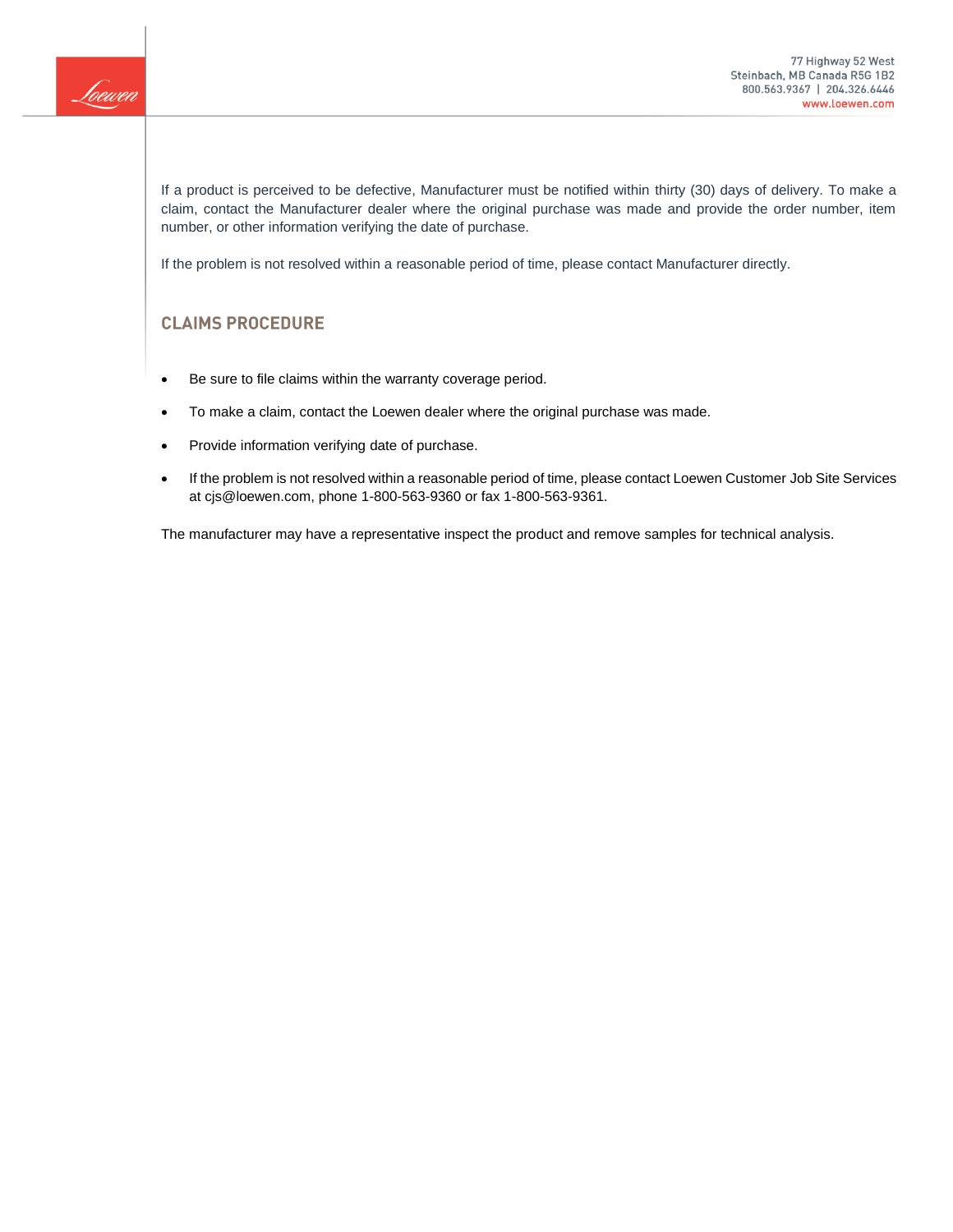If a product is perceived to be defective, Manufacturer must be notified within thirty (30) days of delivery. To make a claim, contact the Manufacturer dealer where the original purchase was made and provide the order number, item number, or other information verifying the date of purchase.

If the problem is not resolved within a reasonable period of time, please contact Manufacturer directly.

## CLAIMS PROCEDURE

- Be sure to file claims within the warranty coverage period.
- To make a claim, contact the Loewen dealer where the original purchase was made.
- Provide information verifying date of purchase.
- If the problem is not resolved within a reasonable period of time, please contact Loewen Customer Job Site Services at cjs@loewen.com, phone 1-800-563-9360 or fax 1-800-563-9361.

The manufacturer may have a representative inspect the product and remove samples for technical analysis.